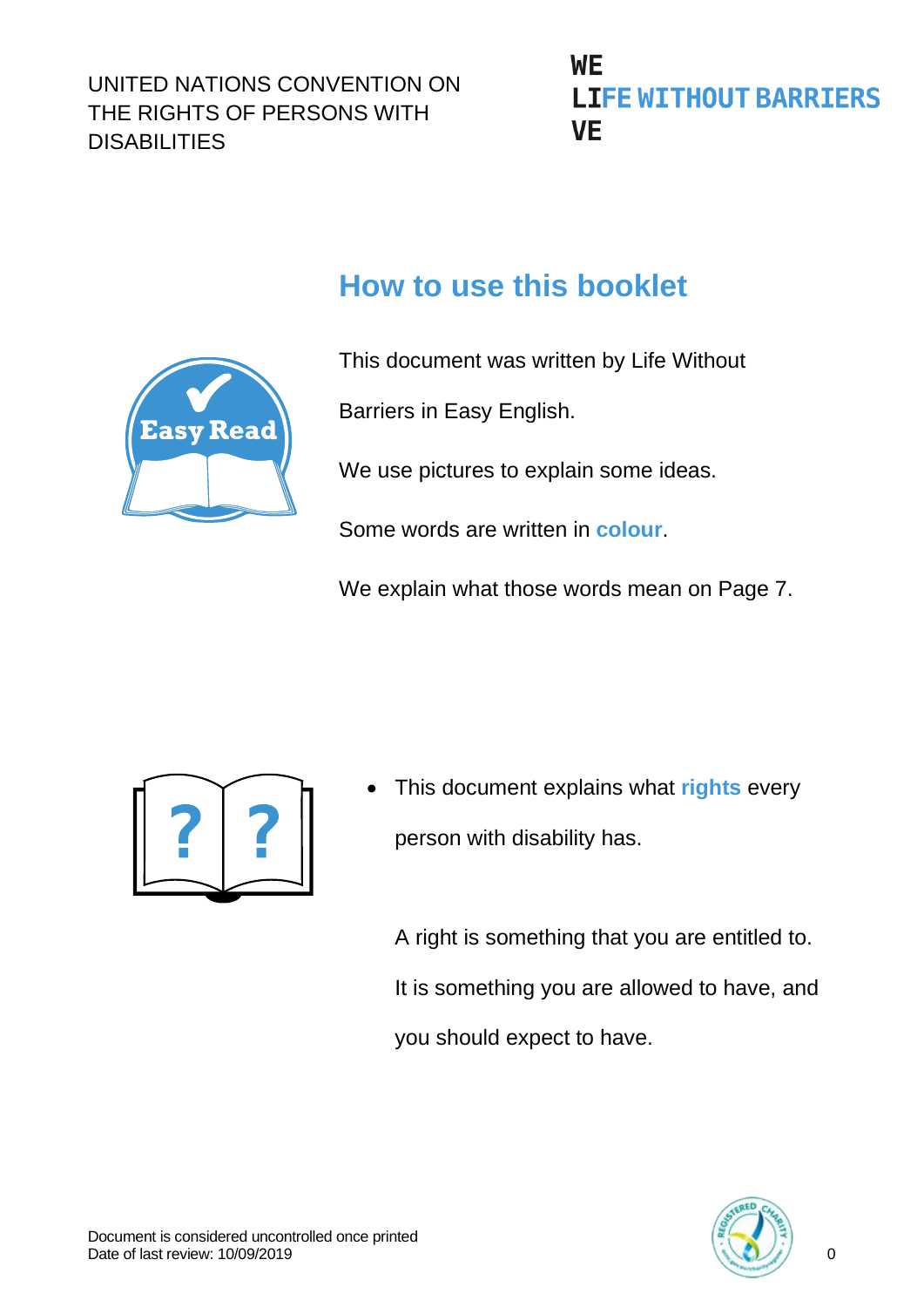UNITED NATIONS CONVENTION ON THE RIGHTS OF PERSONS WITH DISABILITIES

## How to use this booklet

This document was written by Life Without Barriers in Easy English.

We use pictures to explain some ideas.

Some words are written in **colour**.

We explain what those words mean on Page 7.

- This document explains what **rights** every person with disability has.

  A right is something that you are entitled to. It is something you are allowed to have, and you should expect to have.

Document is considered uncontrolled once printed
Date of last review: 10/09/2019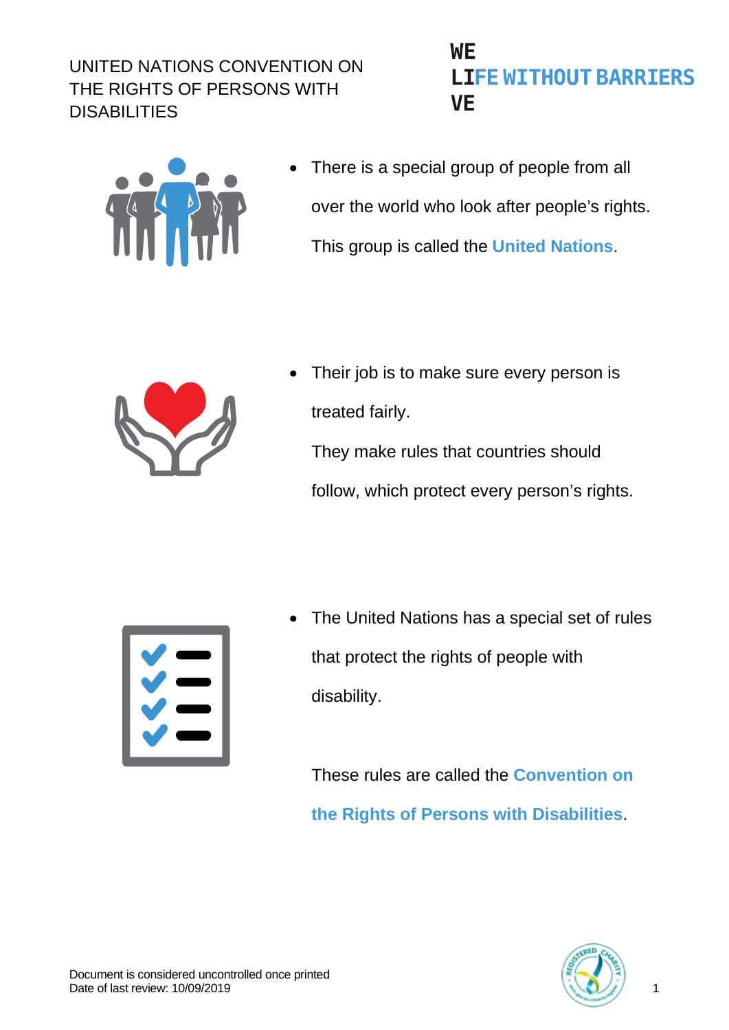# UNITED NATIONS CONVENTION ON THE RIGHTS OF PERSONS WITH DISABILITIES

- There is a special group of people from all over the world who look after people's rights. This group is called the **United Nations**.

- Their job is to make sure every person is treated fairly.

  They make rules that countries should follow, which protect every person's rights.

- The United Nations has a special set of rules that protect the rights of people with disability.

  These rules are called the **Convention on the Rights of Persons with Disabilities**.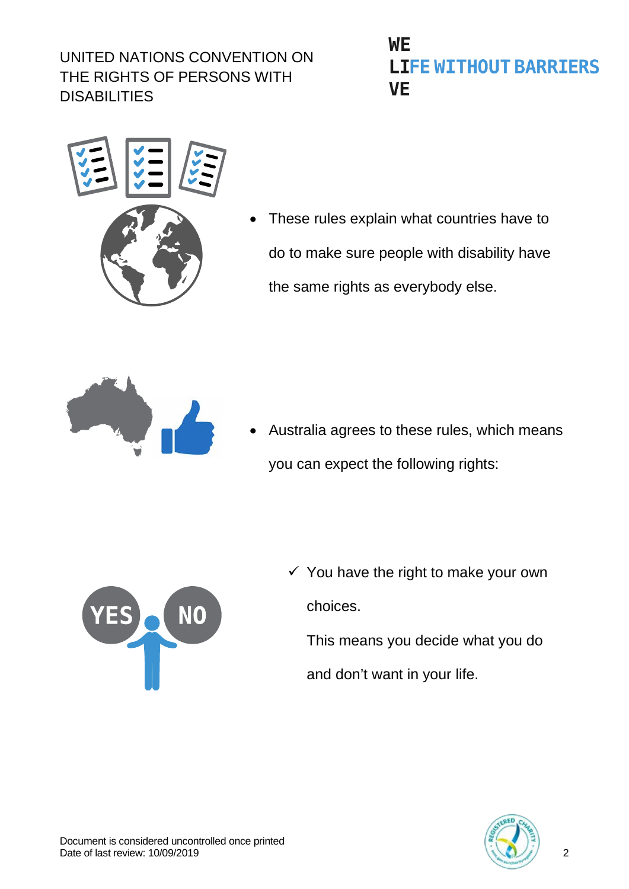- These rules explain what countries have to do to make sure people with disability have the same rights as everybody else.

- Australia agrees to these rules, which means you can expect the following rights:

  ✓ You have the right to make your own choices.

  This means you decide what you do and don't want in your life.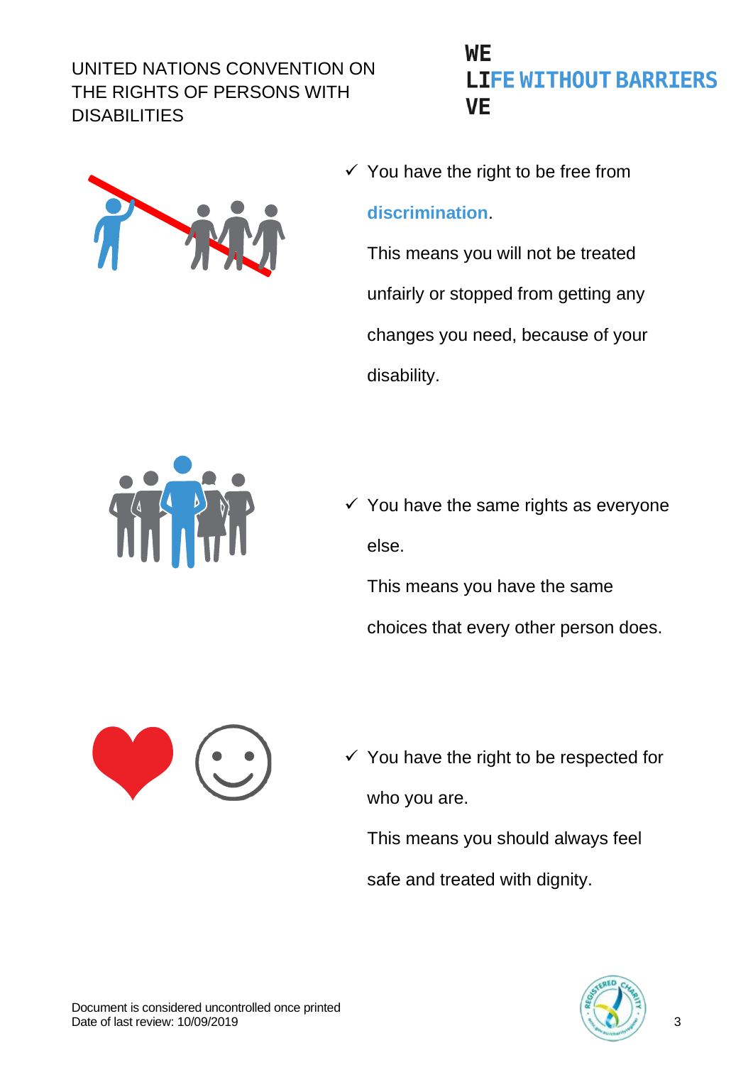UNITED NATIONS CONVENTION ON THE RIGHTS OF PERSONS WITH DISABILITIES

- ✓ You have the right to be free from **discrimination**.

  This means you will not be treated unfairly or stopped from getting any changes you need, because of your disability.

- ✓ You have the same rights as everyone else.

  This means you have the same choices that every other person does.

- ✓ You have the right to be respected for who you are.

  This means you should always feel safe and treated with dignity.

Document is considered uncontrolled once printed
Date of last review: 10/09/2019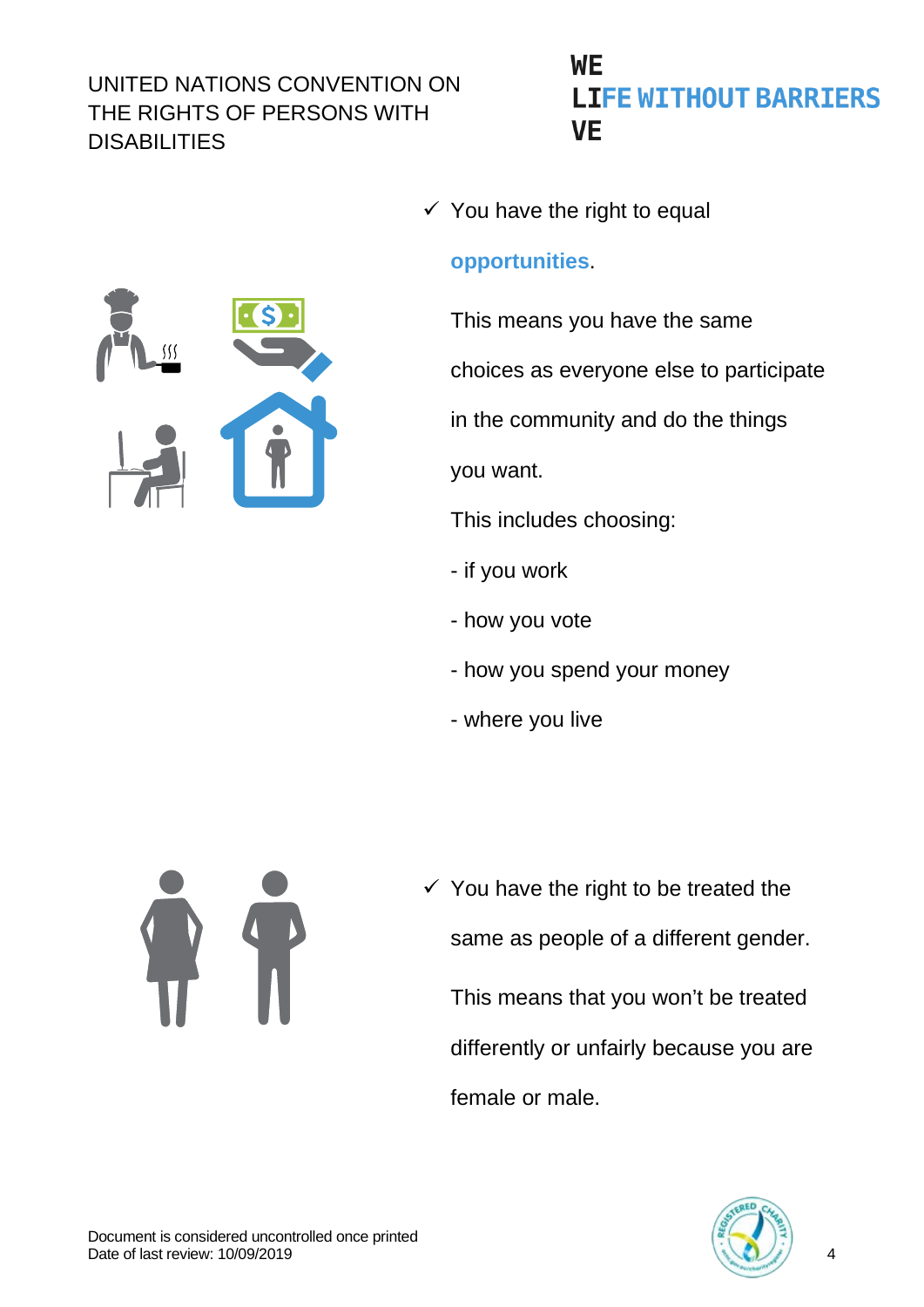- ✓ You have the right to equal **opportunities**.

  This means you have the same choices as everyone else to participate in the community and do the things you want.

  This includes choosing:

  - if you work
  - how you vote
  - how you spend your money
  - where you live

- ✓ You have the right to be treated the same as people of a different gender.

  This means that you won't be treated differently or unfairly because you are female or male.

Document is considered uncontrolled once printed
Date of last review: 10/09/2019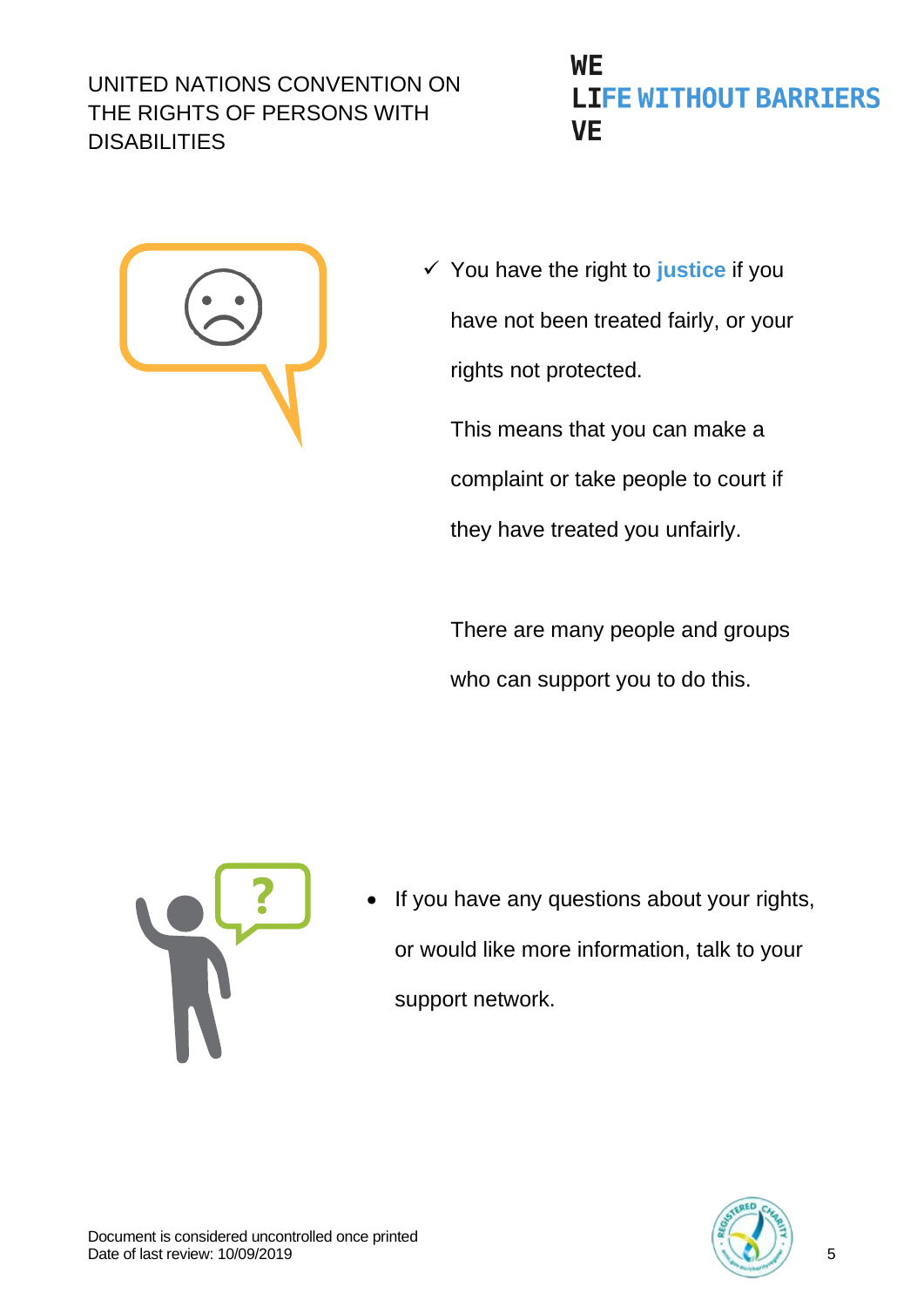- ✓ You have the right to **justice** if you have not been treated fairly, or your rights not protected.

  This means that you can make a complaint or take people to court if they have treated you unfairly.

  There are many people and groups who can support you to do this.

- If you have any questions about your rights, or would like more information, talk to your support network.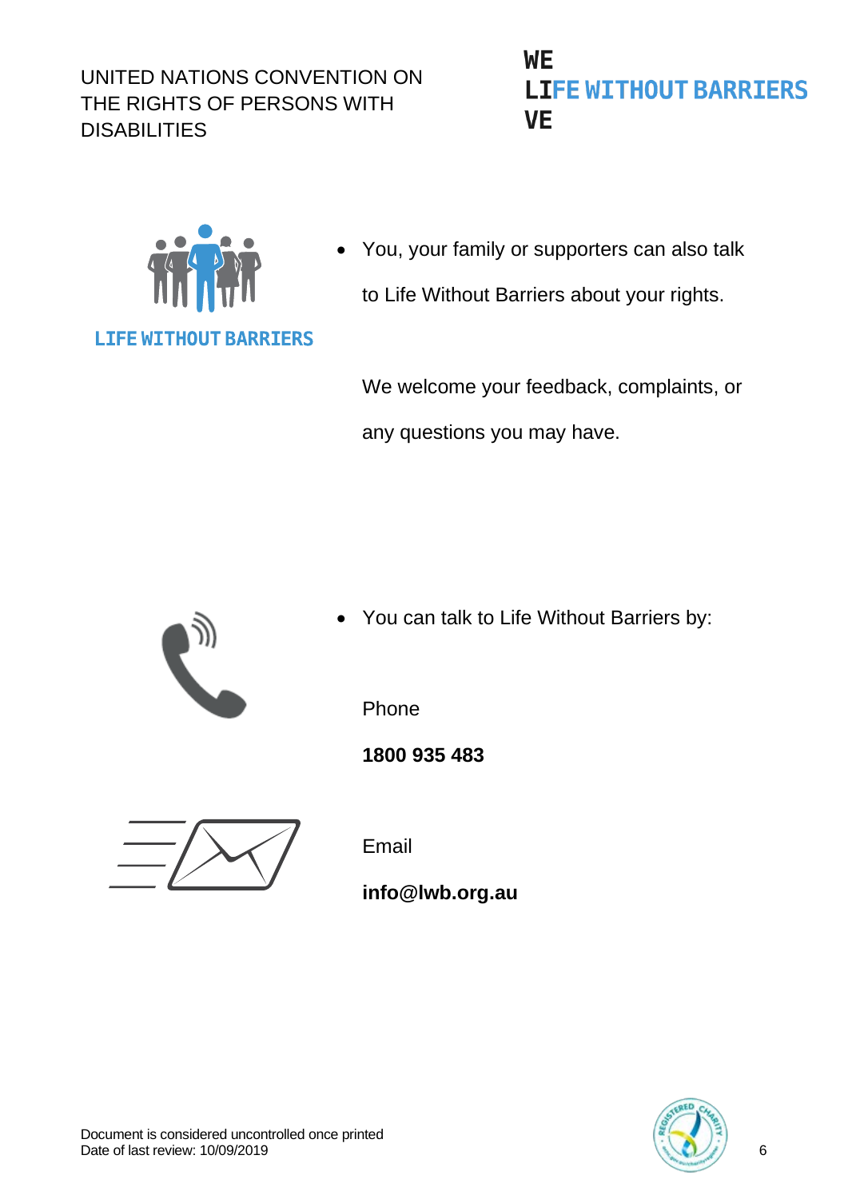- You, your family or supporters can also talk to Life Without Barriers about your rights.

  We welcome your feedback, complaints, or any questions you may have.

- You can talk to Life Without Barriers by:

  Phone

  **1800 935 483**

  Email

  **info@lwb.org.au**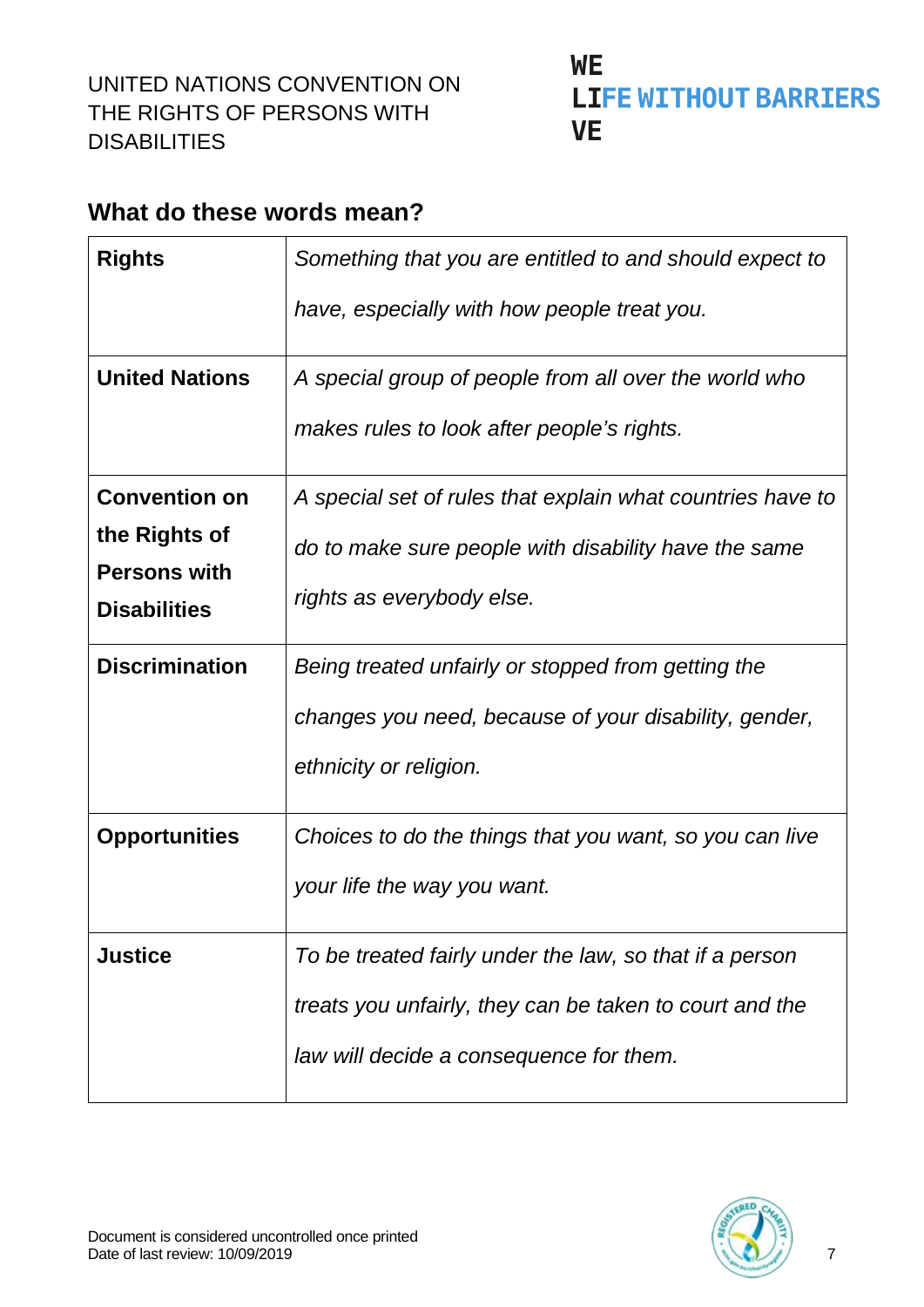## What do these words mean?

| | |
|---|---|
| **Rights** | *Something that you are entitled to and should expect to have, especially with how people treat you.* |
| **United Nations** | *A special group of people from all over the world who makes rules to look after people's rights.* |
| **Convention on the Rights of Persons with Disabilities** | *A special set of rules that explain what countries have to do to make sure people with disability have the same rights as everybody else.* |
| **Discrimination** | *Being treated unfairly or stopped from getting the changes you need, because of your disability, gender, ethnicity or religion.* |
| **Opportunities** | *Choices to do the things that you want, so you can live your life the way you want.* |
| **Justice** | *To be treated fairly under the law, so that if a person treats you unfairly, they can be taken to court and the law will decide a consequence for them.* |